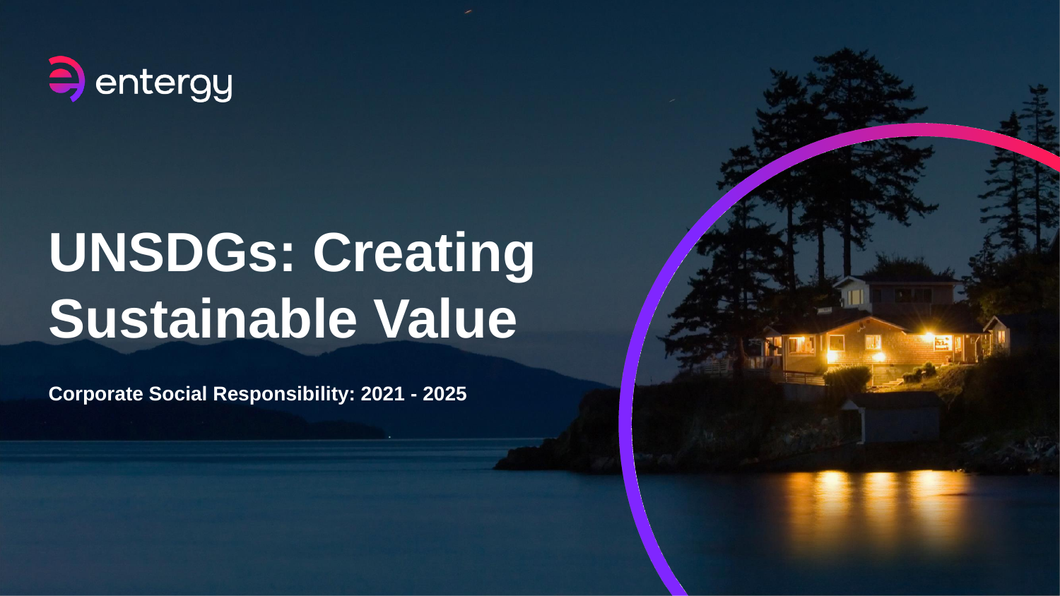entergy

# UNSDGs: Creating Sustainable Value

**Corporate Social Responsibility: 2021 - 2025**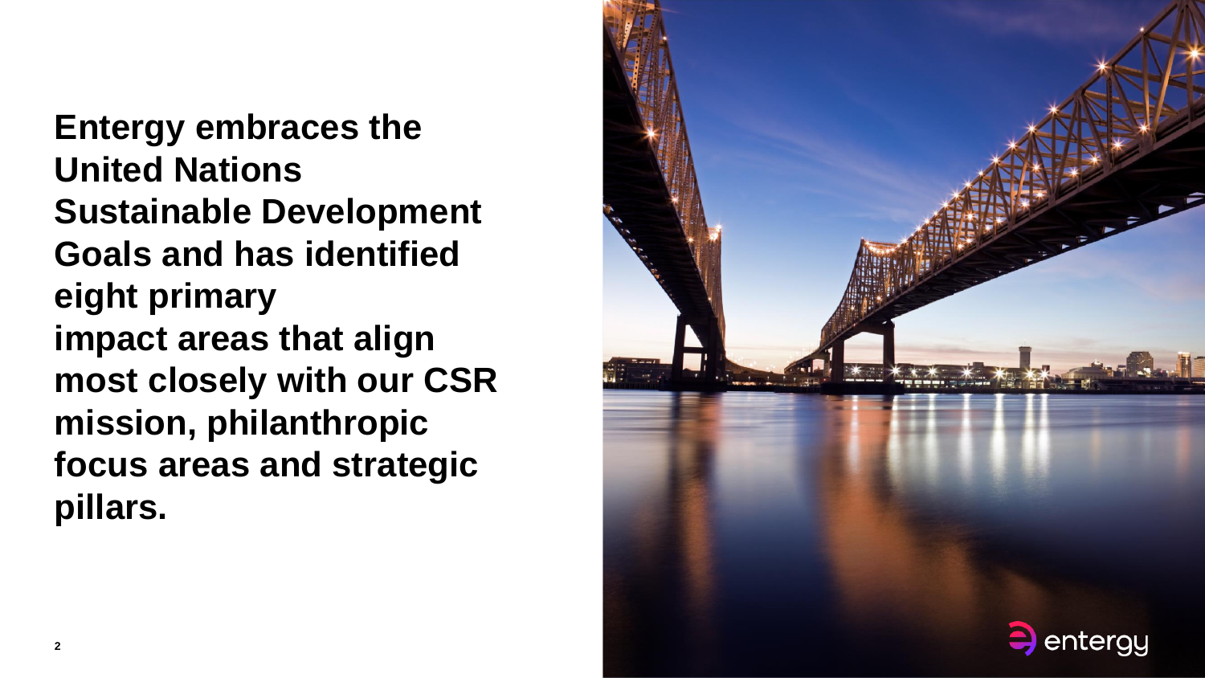**Entergy embraces the United Nations Sustainable Development Goals and has identified eight primary impact areas that align most closely with our CSR mission, philanthropic focus areas and strategic pillars.**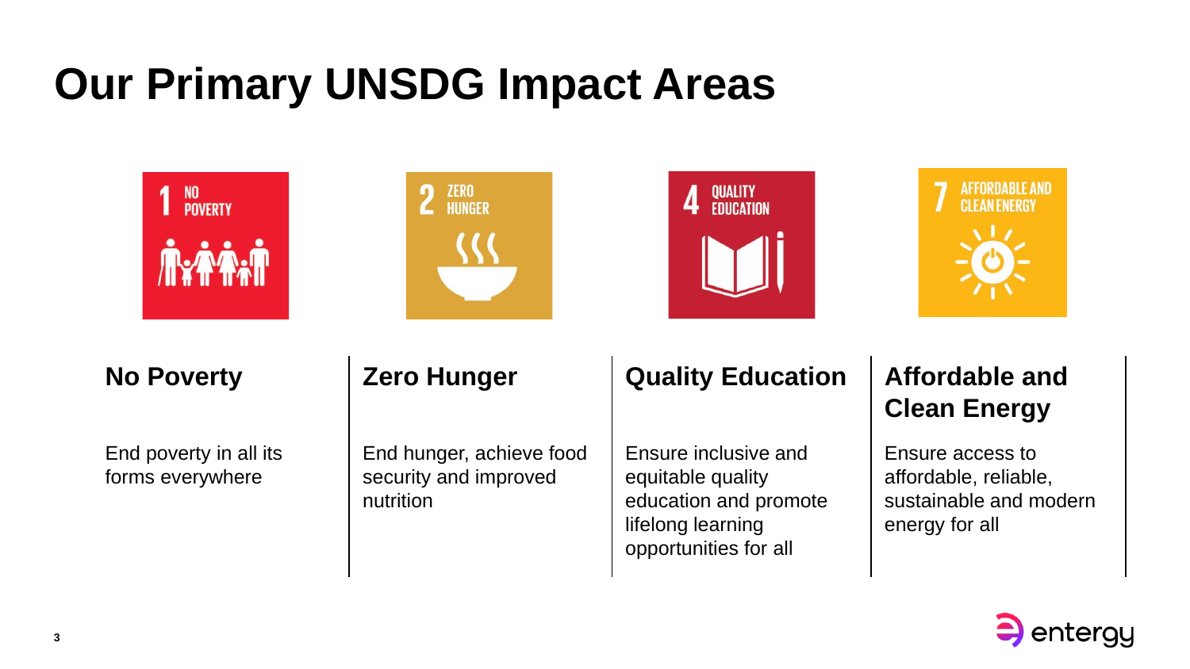# Our Primary UNSDG Impact Areas

### No Poverty

End poverty in all its forms everywhere

### Zero Hunger

End hunger, achieve food security and improved nutrition

### Quality Education

Ensure inclusive and equitable quality education and promote lifelong learning opportunities for all

### Affordable and Clean Energy

Ensure access to affordable, reliable, sustainable and modern energy for all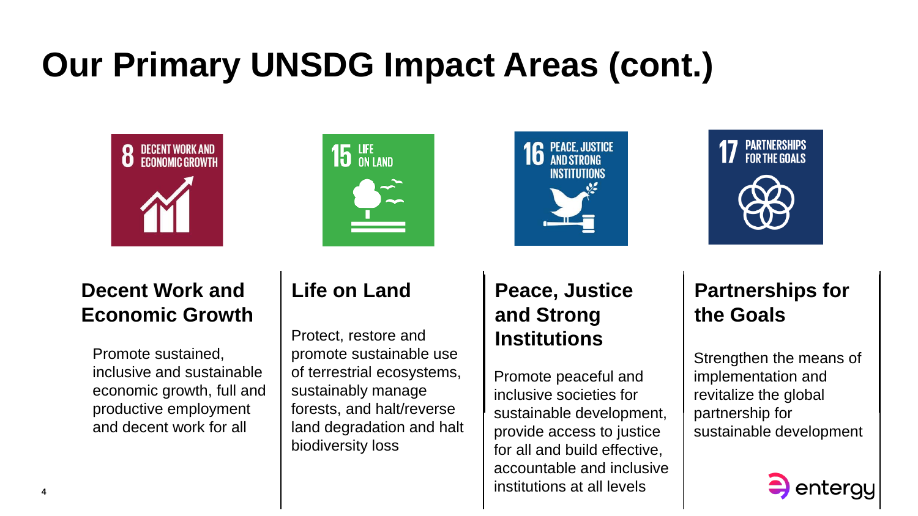# Our Primary UNSDG Impact Areas (cont.)

## Decent Work and Economic Growth

Promote sustained, inclusive and sustainable economic growth, full and productive employment and decent work for all

## Life on Land

Protect, restore and promote sustainable use of terrestrial ecosystems, sustainably manage forests, and halt/reverse land degradation and halt biodiversity loss

## Peace, Justice and Strong Institutions

Promote peaceful and inclusive societies for sustainable development, provide access to justice for all and build effective, accountable and inclusive institutions at all levels

## Partnerships for the Goals

Strengthen the means of implementation and revitalize the global partnership for sustainable development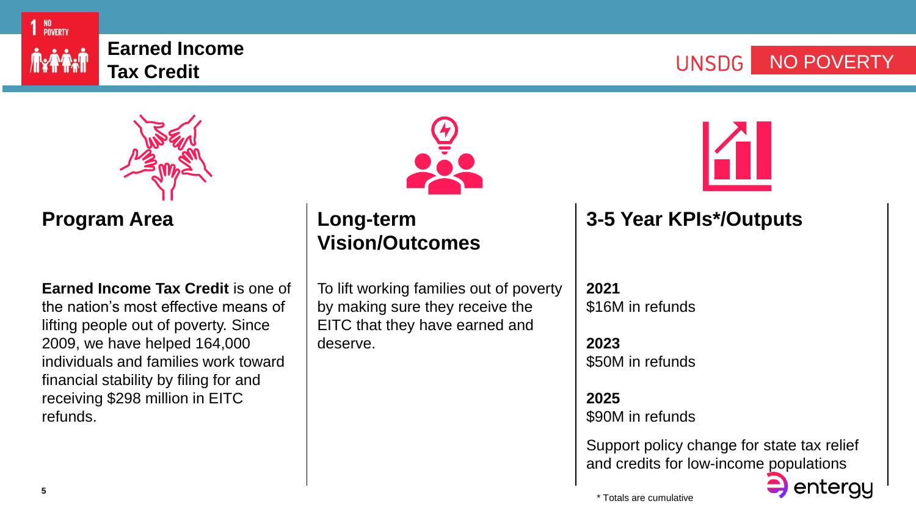# Earned Income Tax Credit

UNSDG NO POVERTY

## Program Area

**Earned Income Tax Credit** is one of the nation's most effective means of lifting people out of poverty. Since 2009, we have helped 164,000 individuals and families work toward financial stability by filing for and receiving $298 million in EITC refunds.

## Long-term Vision/Outcomes

To lift working families out of poverty by making sure they receive the EITC that they have earned and deserve.

## 3-5 Year KPIs*/Outputs

**2021**
$16M in refunds

**2023**
$50M in refunds

**2025**
$90M in refunds

Support policy change for state tax relief and credits for low-income populations

* Totals are cumulative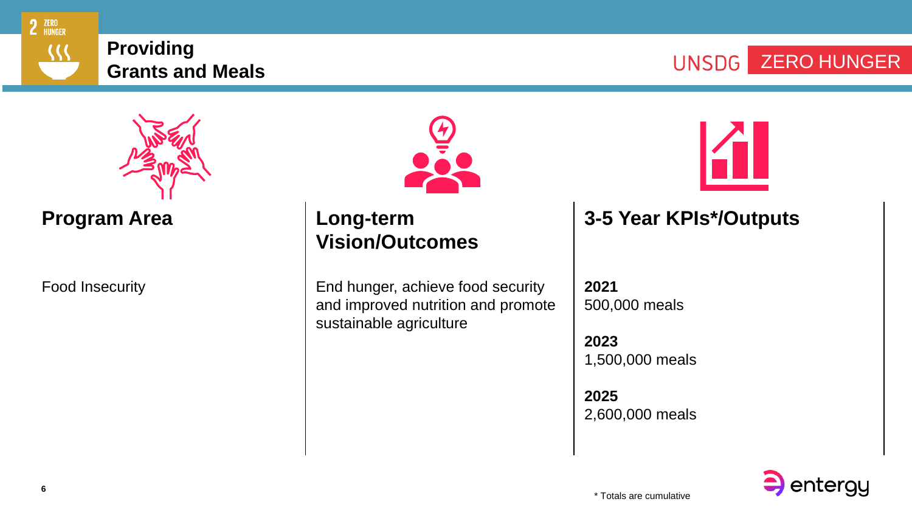# Providing Grants and Meals

UNSDG ZERO HUNGER

| Program Area | Long-term Vision/Outcomes | 3-5 Year KPIs*/Outputs |
| --- | --- | --- |
| Food Insecurity | End hunger, achieve food security and improved nutrition and promote sustainable agriculture | **2021** 500,000 meals<br>**2023** 1,500,000 meals<br>**2025** 2,600,000 meals |

\* Totals are cumulative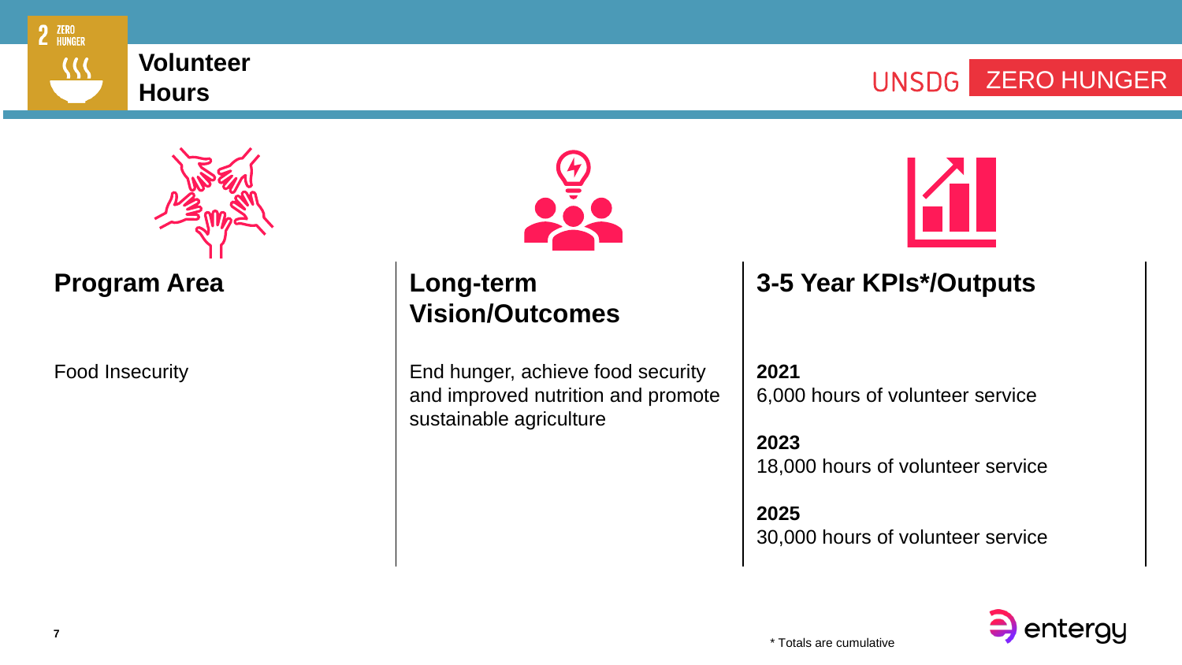# Volunteer Hours

UNSDG ZERO HUNGER

| Program Area | Long-term Vision/Outcomes | 3-5 Year KPIs*/Outputs |
| --- | --- | --- |
| Food Insecurity | End hunger, achieve food security and improved nutrition and promote sustainable agriculture | **2021** 6,000 hours of volunteer service<br>**2023** 18,000 hours of volunteer service<br>**2025** 30,000 hours of volunteer service |

\* Totals are cumulative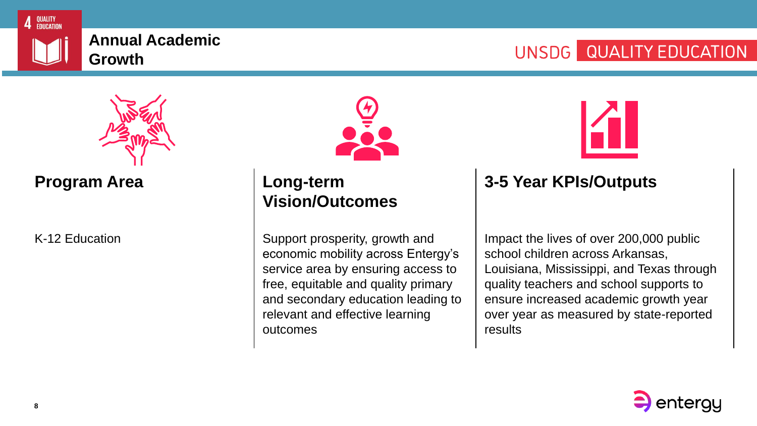# Annual Academic Growth

UNSDG QUALITY EDUCATION

| Program Area | Long-term Vision/Outcomes | 3-5 Year KPIs/Outputs |
| --- | --- | --- |
| K-12 Education | Support prosperity, growth and economic mobility across Entergy's service area by ensuring access to free, equitable and quality primary and secondary education leading to relevant and effective learning outcomes | Impact the lives of over 200,000 public school children across Arkansas, Louisiana, Mississippi, and Texas through quality teachers and school supports to ensure increased academic growth year over year as measured by state-reported results |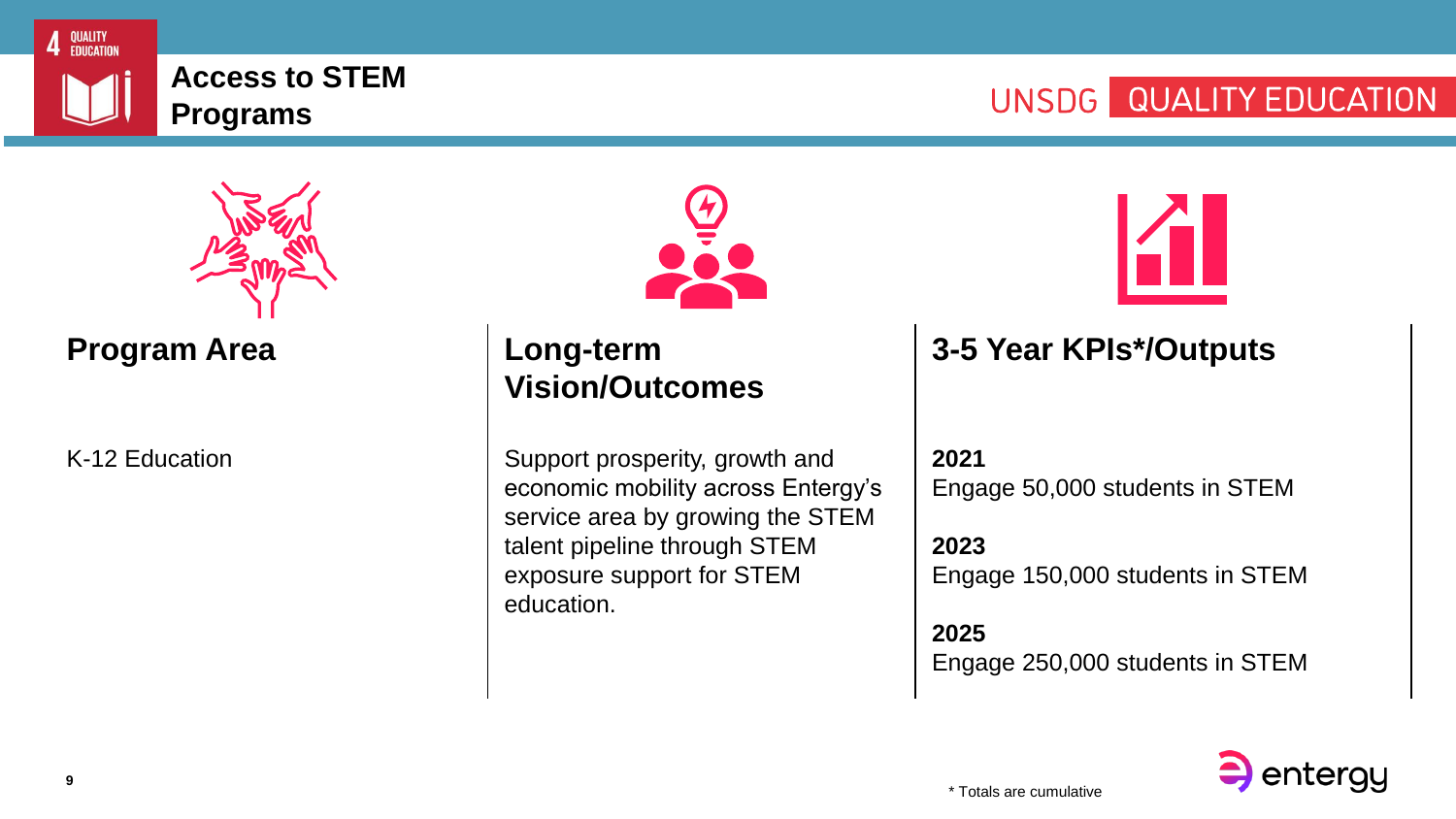4 QUALITY EDUCATION

# Access to STEM Programs

UNSDG QUALITY EDUCATION

| Program Area | Long-term Vision/Outcomes | 3-5 Year KPIs*/Outputs |
| --- | --- | --- |
| K-12 Education | Support prosperity, growth and economic mobility across Entergy's service area by growing the STEM talent pipeline through STEM exposure support for STEM education. | **2021**<br>Engage 50,000 students in STEM<br><br>**2023**<br>Engage 150,000 students in STEM<br><br>**2025**<br>Engage 250,000 students in STEM |

\* Totals are cumulative

entergy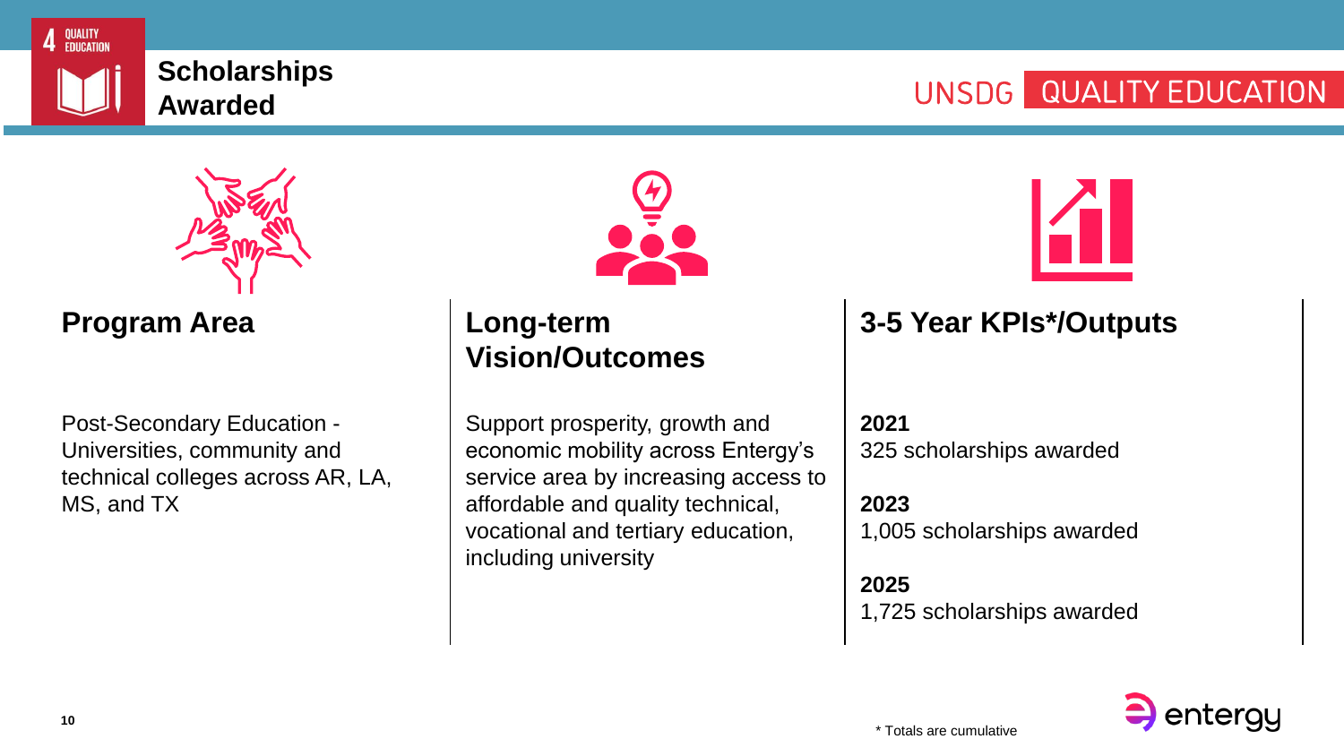# Scholarships Awarded

UNSDG QUALITY EDUCATION

## Program Area

Post-Secondary Education - Universities, community and technical colleges across AR, LA, MS, and TX

## Long-term Vision/Outcomes

Support prosperity, growth and economic mobility across Entergy's service area by increasing access to affordable and quality technical, vocational and tertiary education, including university

## 3-5 Year KPIs*/Outputs

**2021**
325 scholarships awarded

**2023**
1,005 scholarships awarded

**2025**
1,725 scholarships awarded

\* Totals are cumulative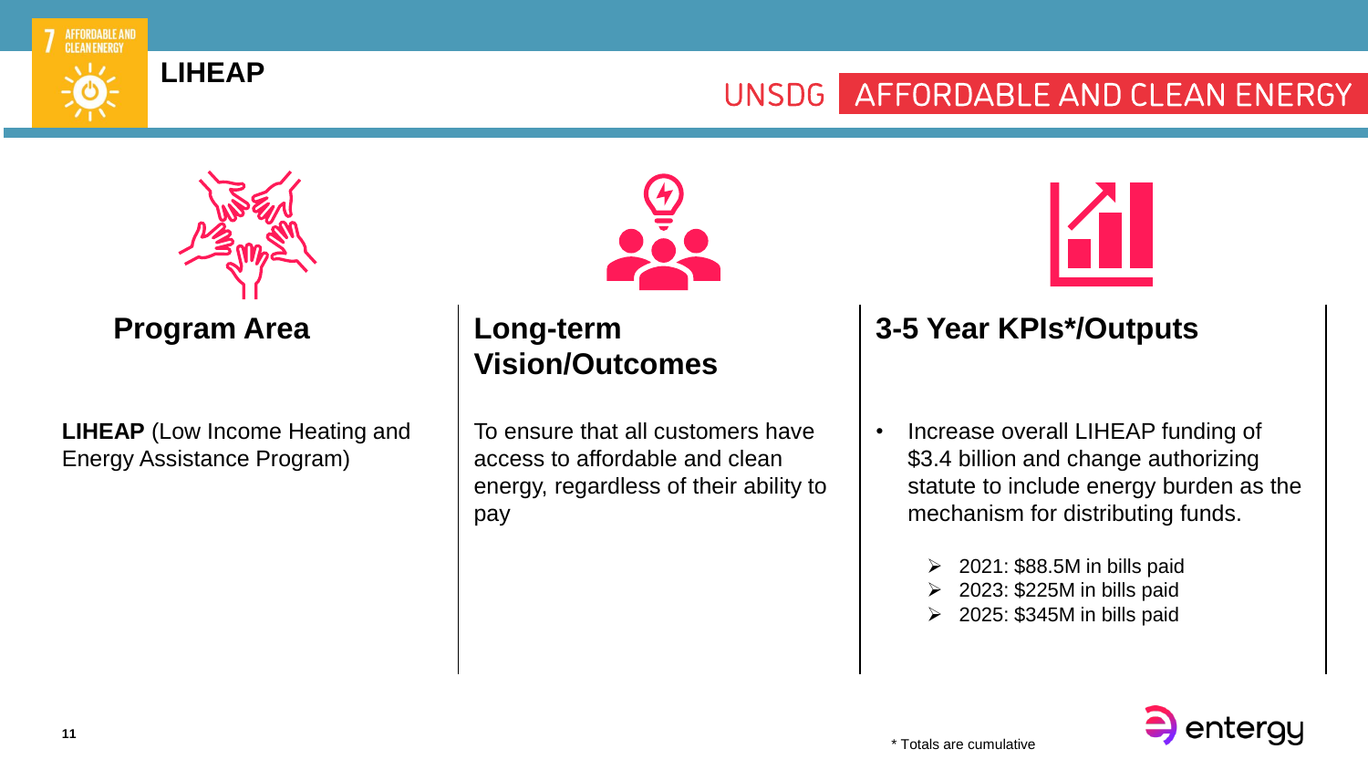# LIHEAP

UNSDG AFFORDABLE AND CLEAN ENERGY

## Program Area

**LIHEAP** (Low Income Heating and Energy Assistance Program)

## Long-term Vision/Outcomes

To ensure that all customers have access to affordable and clean energy, regardless of their ability to pay

## 3-5 Year KPIs*/Outputs

- Increase overall LIHEAP funding of $3.4 billion and change authorizing statute to include energy burden as the mechanism for distributing funds.
  - 2021: $88.5M in bills paid
  - 2023: $225M in bills paid
  - 2025: $345M in bills paid

* Totals are cumulative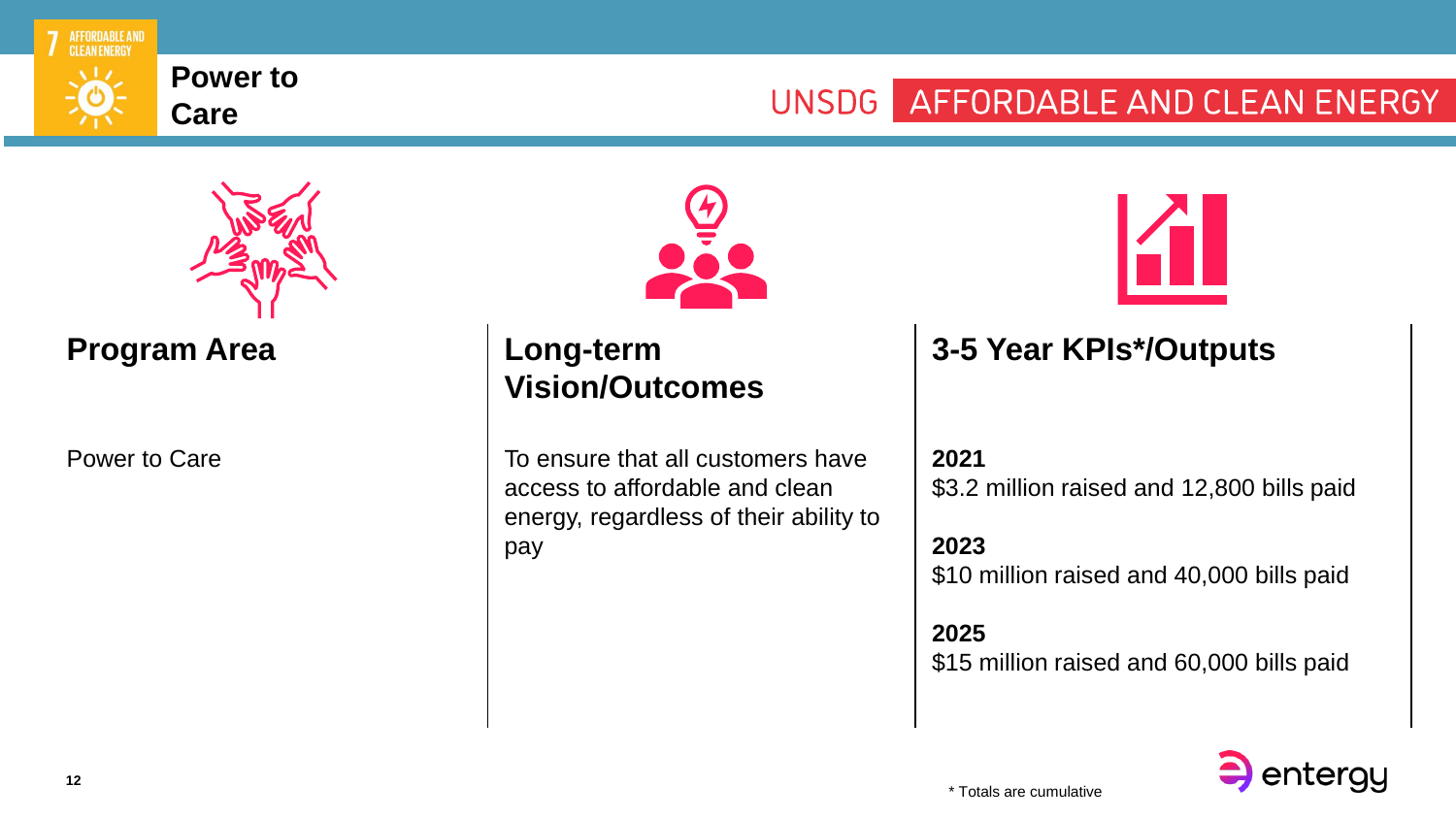# Power to Care

UNSDG AFFORDABLE AND CLEAN ENERGY

| Program Area | Long-term Vision/Outcomes | 3-5 Year KPIs*/Outputs |
| --- | --- | --- |
| Power to Care | To ensure that all customers have access to affordable and clean energy, regardless of their ability to pay | **2021**<br>$3.2 million raised and 12,800 bills paid<br><br>**2023**<br>$10 million raised and 40,000 bills paid<br><br>**2025**<br>$15 million raised and 60,000 bills paid |

* Totals are cumulative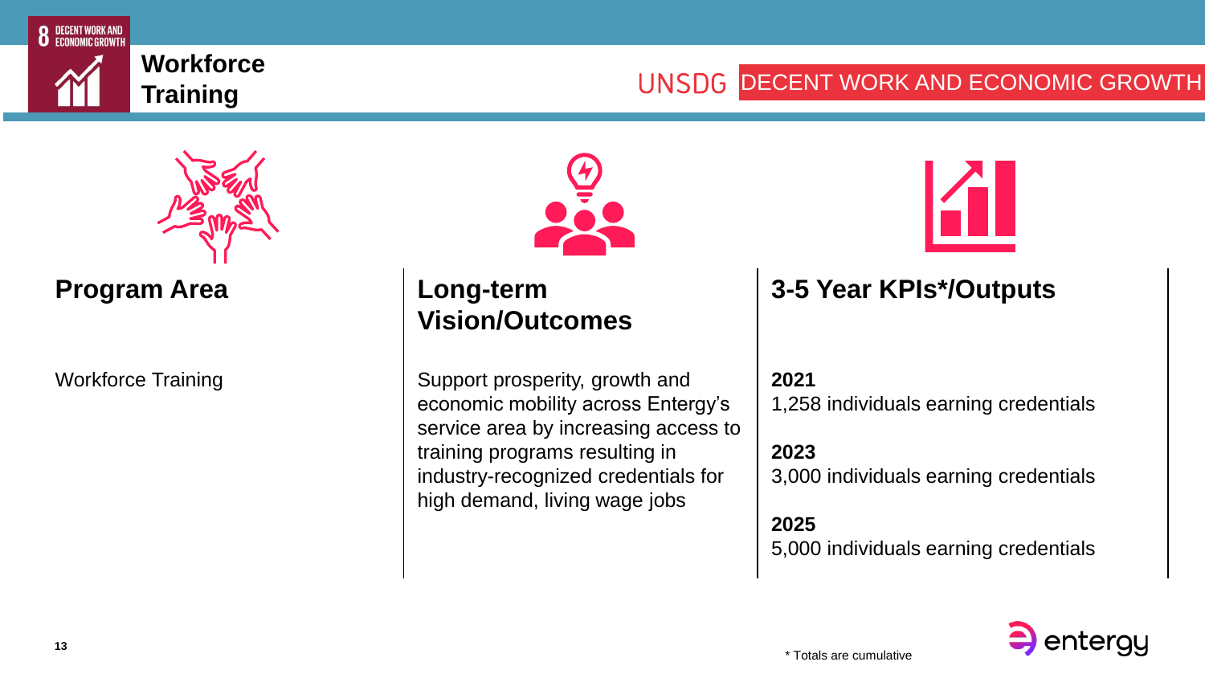8 DECENT WORK AND ECONOMIC GROWTH

# Workforce Training

UNSDG DECENT WORK AND ECONOMIC GROWTH

| Program Area | Long-term Vision/Outcomes | 3-5 Year KPIs*/Outputs |
|---|---|---|
| Workforce Training | Support prosperity, growth and economic mobility across Entergy's service area by increasing access to training programs resulting in industry-recognized credentials for high demand, living wage jobs | **2021**<br>1,258 individuals earning credentials<br><br>**2023**<br>3,000 individuals earning credentials<br><br>**2025**<br>5,000 individuals earning credentials |

* Totals are cumulative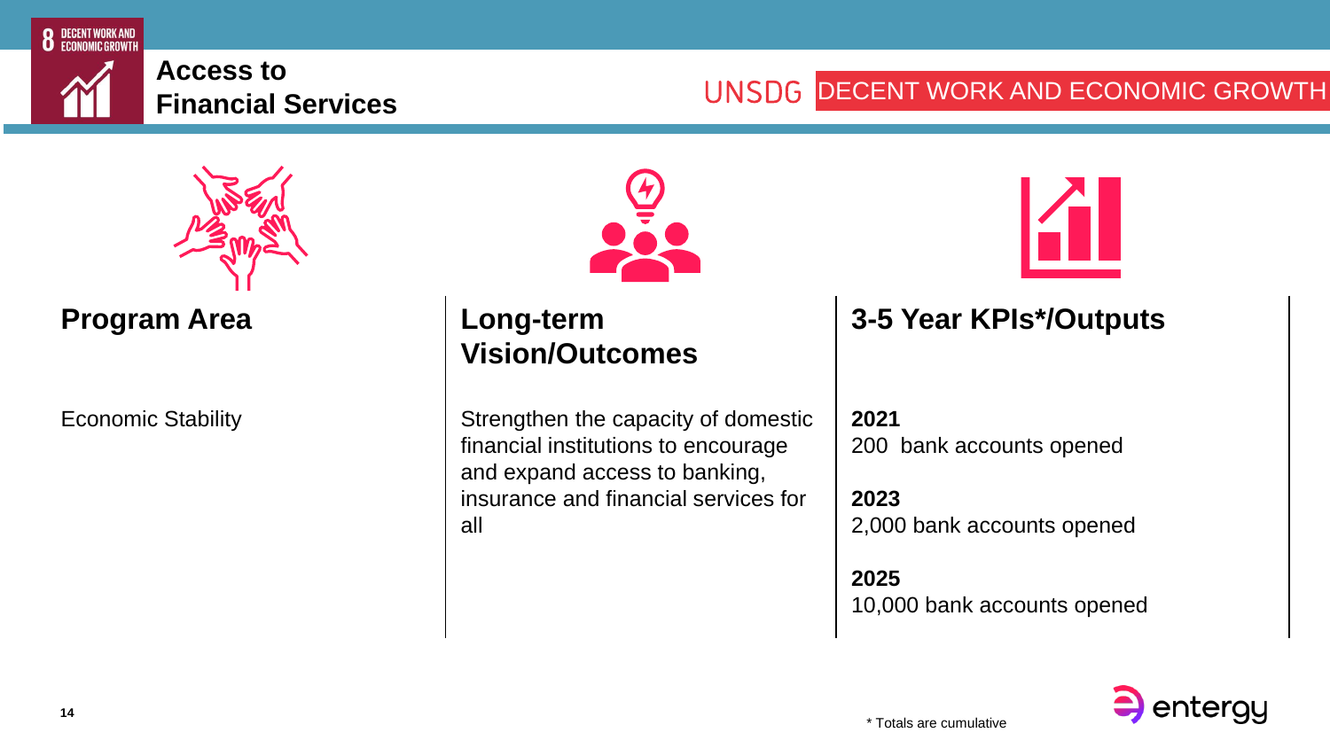8 DECENT WORK AND ECONOMIC GROWTH

# Access to Financial Services

UNSDG DECENT WORK AND ECONOMIC GROWTH

| Program Area | Long-term Vision/Outcomes | 3-5 Year KPIs*/Outputs |
|---|---|---|
| Economic Stability | Strengthen the capacity of domestic financial institutions to encourage and expand access to banking, insurance and financial services for all | **2021**<br>200 bank accounts opened<br><br>**2023**<br>2,000 bank accounts opened<br><br>**2025**<br>10,000 bank accounts opened |

\* Totals are cumulative

entergy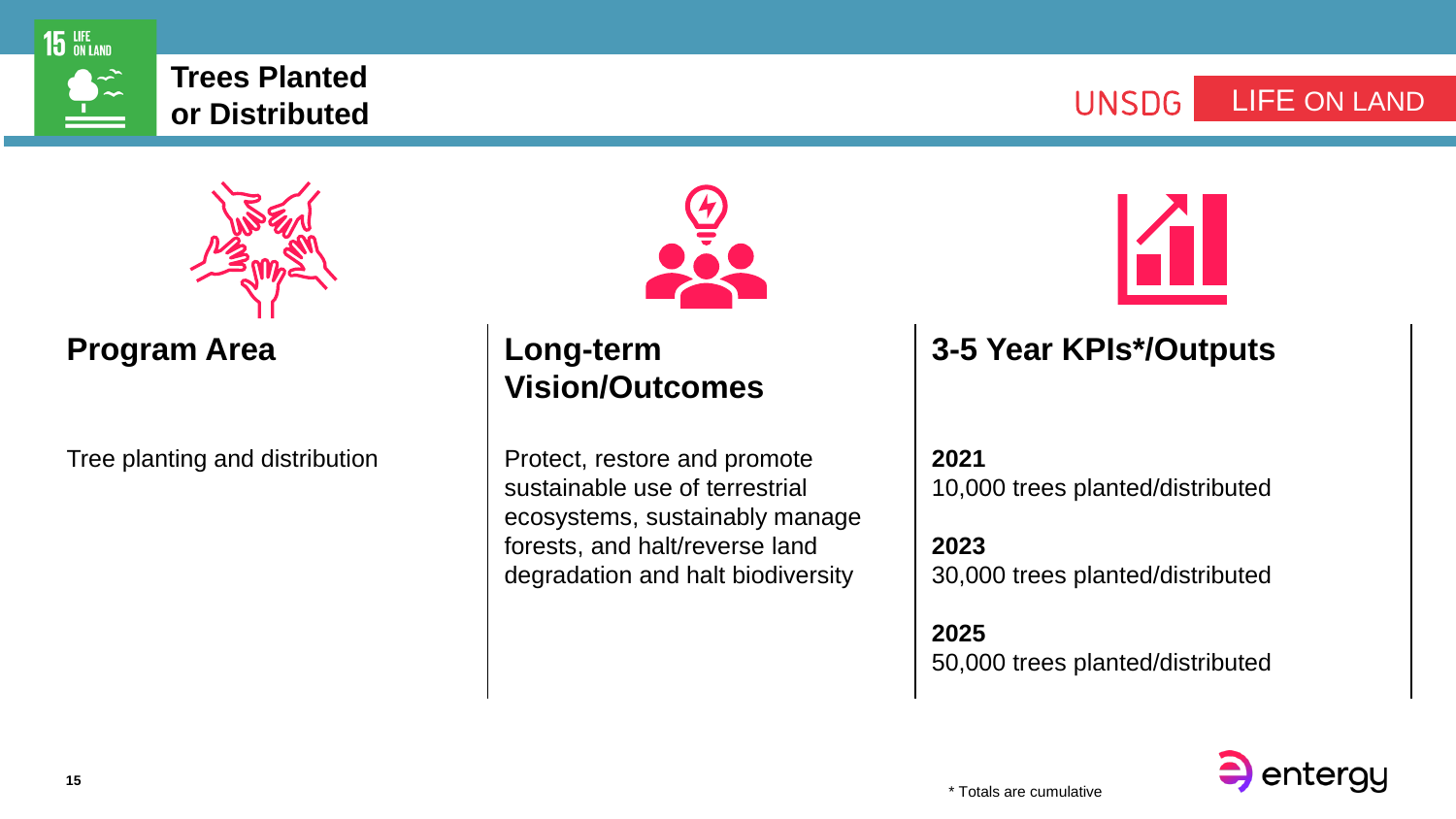# Trees Planted or Distributed

UNSDG LIFE ON LAND

| Program Area | Long-term Vision/Outcomes | 3-5 Year KPIs*/Outputs |
| --- | --- | --- |
| Tree planting and distribution | Protect, restore and promote sustainable use of terrestrial ecosystems, sustainably manage forests, and halt/reverse land degradation and halt biodiversity | **2021**<br>10,000 trees planted/distributed<br><br>**2023**<br>30,000 trees planted/distributed<br><br>**2025**<br>50,000 trees planted/distributed |

\* Totals are cumulative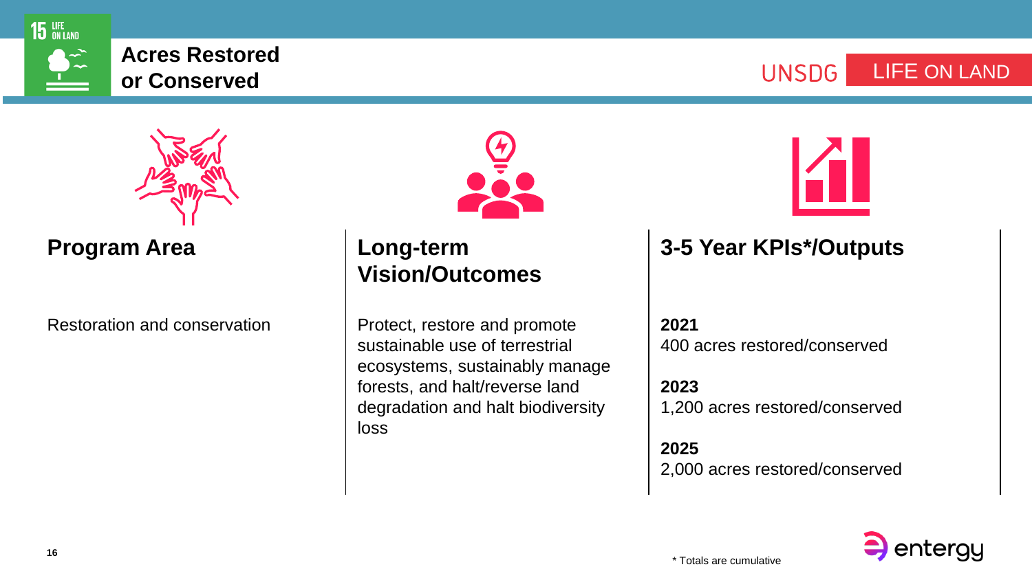# Acres Restored or Conserved

UNSDG LIFE ON LAND

| Program Area | Long-term Vision/Outcomes | 3-5 Year KPIs*/Outputs |
| --- | --- | --- |
| Restoration and conservation | Protect, restore and promote sustainable use of terrestrial ecosystems, sustainably manage forests, and halt/reverse land degradation and halt biodiversity loss | **2021**<br>400 acres restored/conserved<br><br>**2023**<br>1,200 acres restored/conserved<br><br>**2025**<br>2,000 acres restored/conserved |

* Totals are cumulative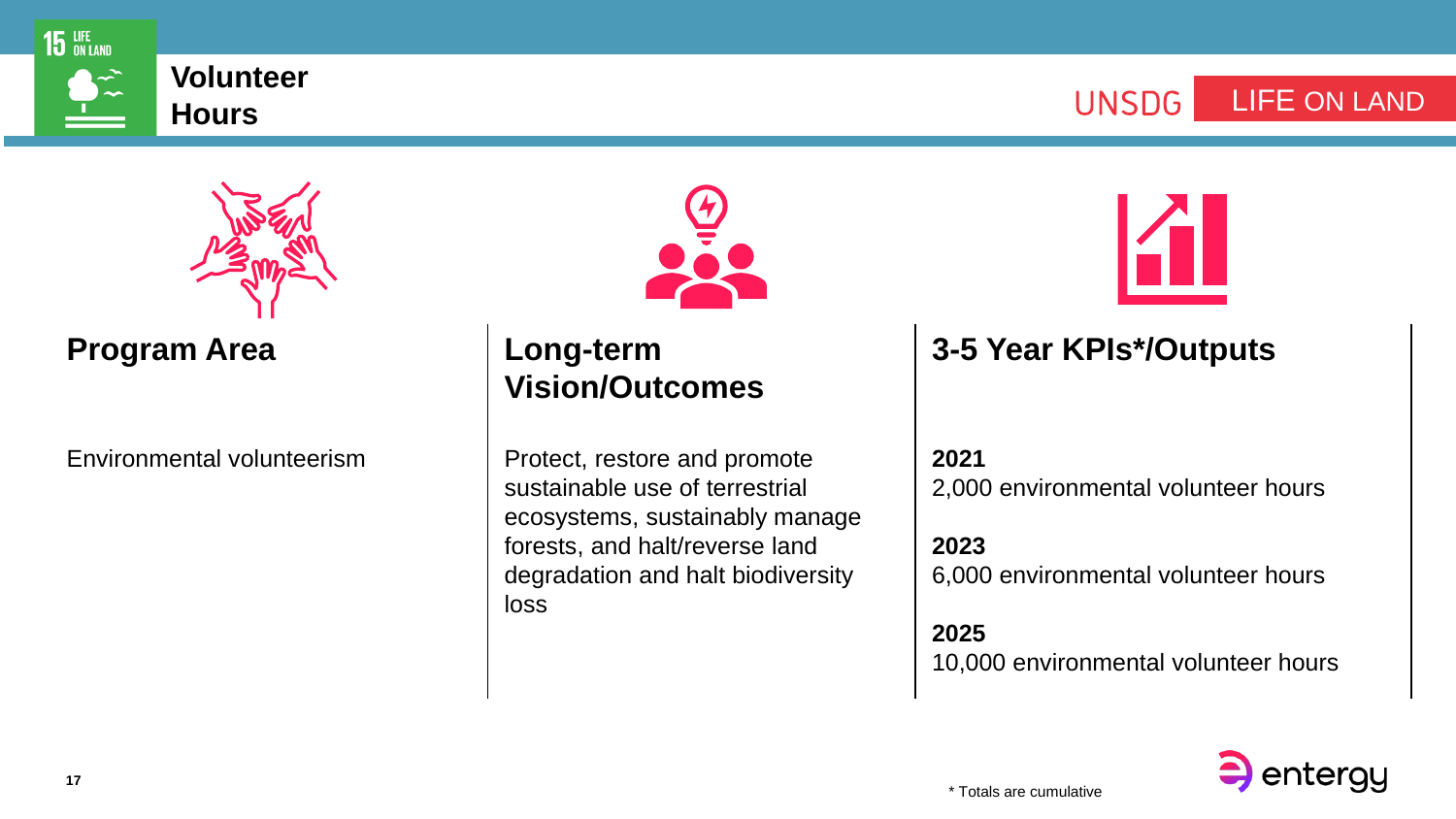# Volunteer Hours

UNSDG LIFE ON LAND

| Program Area | Long-term Vision/Outcomes | 3-5 Year KPIs*/Outputs |
| --- | --- | --- |
| Environmental volunteerism | Protect, restore and promote sustainable use of terrestrial ecosystems, sustainably manage forests, and halt/reverse land degradation and halt biodiversity loss | **2021**<br>2,000 environmental volunteer hours<br><br>**2023**<br>6,000 environmental volunteer hours<br><br>**2025**<br>10,000 environmental volunteer hours |

\* Totals are cumulative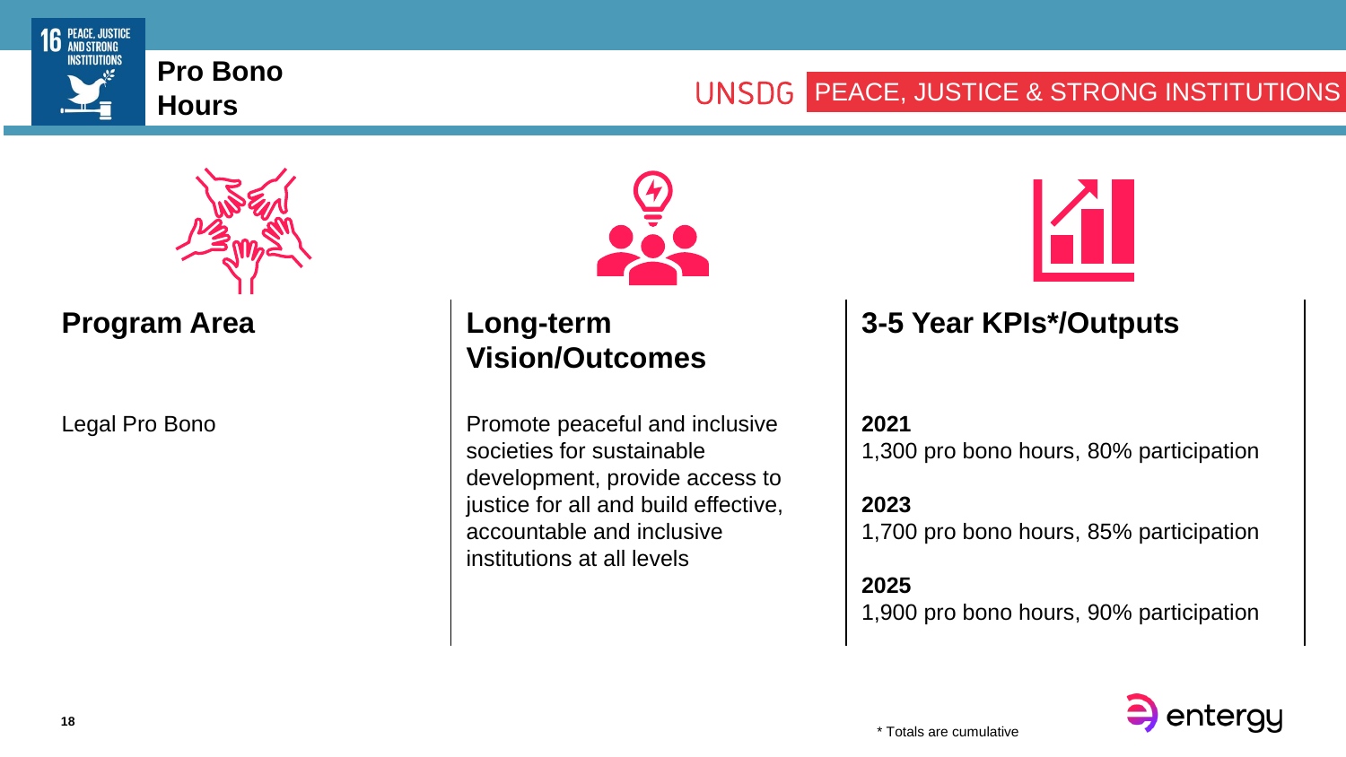# Pro Bono Hours

UNSDG PEACE, JUSTICE & STRONG INSTITUTIONS

| Program Area | Long-term Vision/Outcomes | 3-5 Year KPIs*/Outputs |
|---|---|---|
| Legal Pro Bono | Promote peaceful and inclusive societies for sustainable development, provide access to justice for all and build effective, accountable and inclusive institutions at all levels | **2021**<br>1,300 pro bono hours, 80% participation<br><br>**2023**<br>1,700 pro bono hours, 85% participation<br><br>**2025**<br>1,900 pro bono hours, 90% participation |

\* Totals are cumulative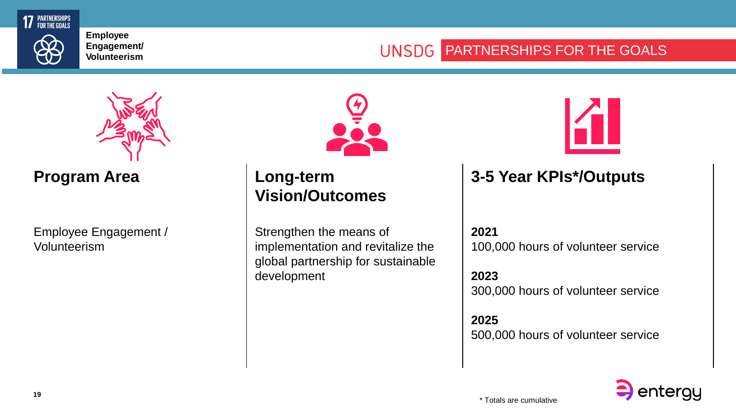17 PARTNERSHIPS FOR THE GOALS

**Employee Engagement/ Volunteerism**

UNSDG PARTNERSHIPS FOR THE GOALS

| Program Area | Long-term Vision/Outcomes | 3-5 Year KPIs*/Outputs |
|---|---|---|
| Employee Engagement / Volunteerism | Strengthen the means of implementation and revitalize the global partnership for sustainable development | **2021**<br>100,000 hours of volunteer service<br><br>**2023**<br>300,000 hours of volunteer service<br><br>**2025**<br>500,000 hours of volunteer service |

\* Totals are cumulative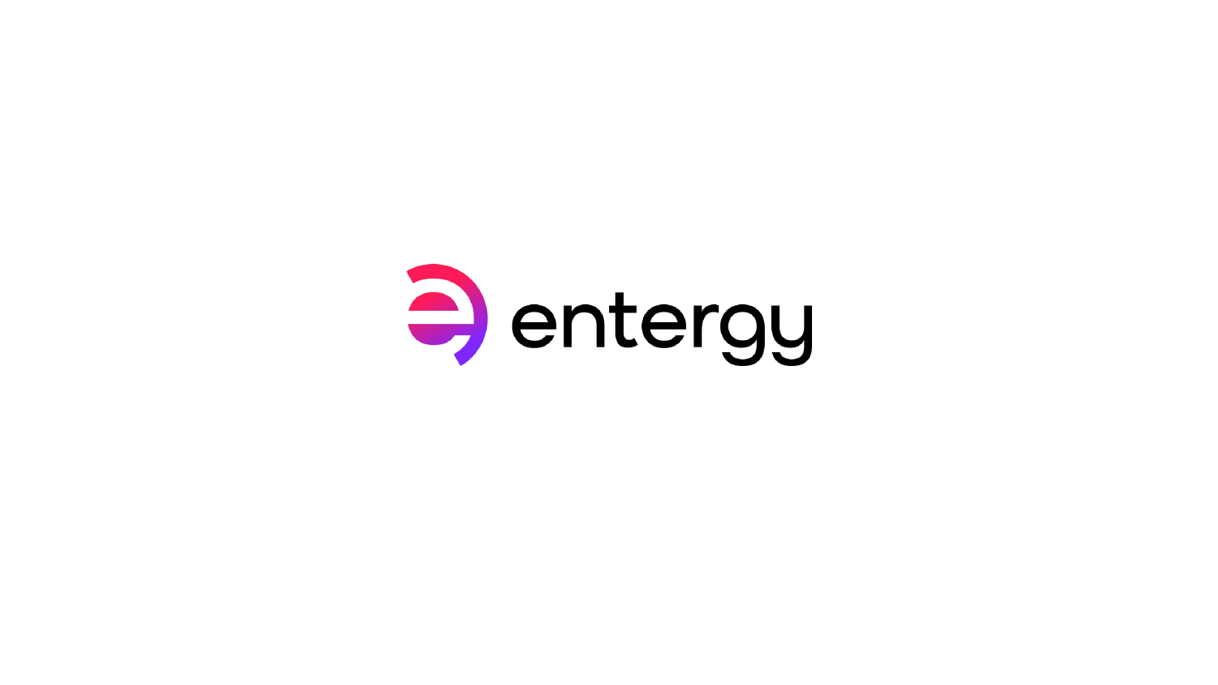entergy